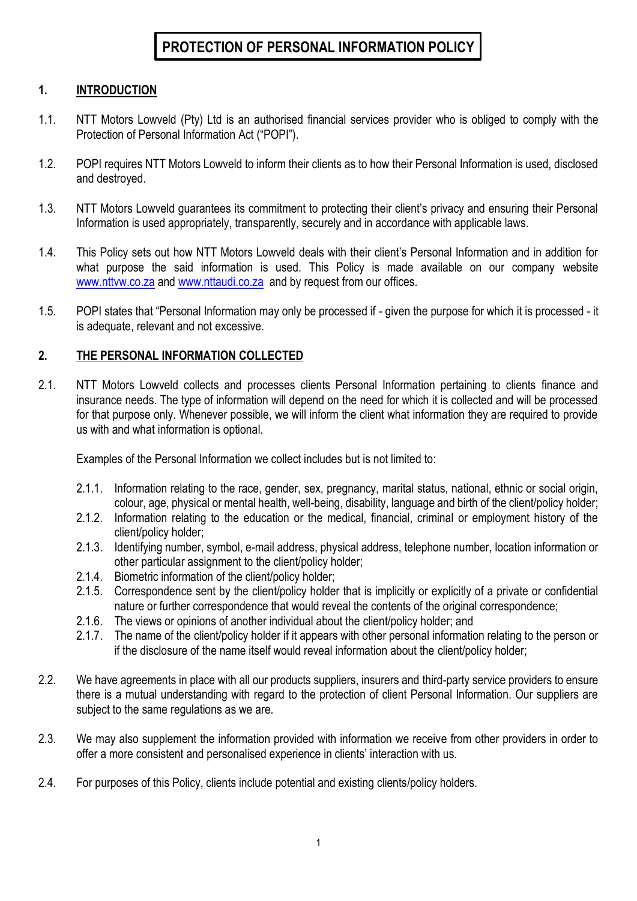# PROTECTION OF PERSONAL INFORMATION POLICY

## 1. INTRODUCTION

1.1. NTT Motors Lowveld (Pty) Ltd is an authorised financial services provider who is obliged to comply with the Protection of Personal Information Act ("POPI").

1.2. POPI requires NTT Motors Lowveld to inform their clients as to how their Personal Information is used, disclosed and destroyed.

1.3. NTT Motors Lowveld guarantees its commitment to protecting their client's privacy and ensuring their Personal Information is used appropriately, transparently, securely and in accordance with applicable laws.

1.4. This Policy sets out how NTT Motors Lowveld deals with their client's Personal Information and in addition for what purpose the said information is used. This Policy is made available on our company website www.nttvw.co.za and www.nttaudi.co.za and by request from our offices.

1.5. POPI states that "Personal Information may only be processed if - given the purpose for which it is processed - it is adequate, relevant and not excessive.

## 2. THE PERSONAL INFORMATION COLLECTED

2.1. NTT Motors Lowveld collects and processes clients Personal Information pertaining to clients finance and insurance needs. The type of information will depend on the need for which it is collected and will be processed for that purpose only. Whenever possible, we will inform the client what information they are required to provide us with and what information is optional.

Examples of the Personal Information we collect includes but is not limited to:

- 2.1.1. Information relating to the race, gender, sex, pregnancy, marital status, national, ethnic or social origin, colour, age, physical or mental health, well-being, disability, language and birth of the client/policy holder;
- 2.1.2. Information relating to the education or the medical, financial, criminal or employment history of the client/policy holder;
- 2.1.3. Identifying number, symbol, e-mail address, physical address, telephone number, location information or other particular assignment to the client/policy holder;
- 2.1.4. Biometric information of the client/policy holder;
- 2.1.5. Correspondence sent by the client/policy holder that is implicitly or explicitly of a private or confidential nature or further correspondence that would reveal the contents of the original correspondence;
- 2.1.6. The views or opinions of another individual about the client/policy holder; and
- 2.1.7. The name of the client/policy holder if it appears with other personal information relating to the person or if the disclosure of the name itself would reveal information about the client/policy holder;

2.2. We have agreements in place with all our products suppliers, insurers and third-party service providers to ensure there is a mutual understanding with regard to the protection of client Personal Information. Our suppliers are subject to the same regulations as we are.

2.3. We may also supplement the information provided with information we receive from other providers in order to offer a more consistent and personalised experience in clients' interaction with us.

2.4. For purposes of this Policy, clients include potential and existing clients/policy holders.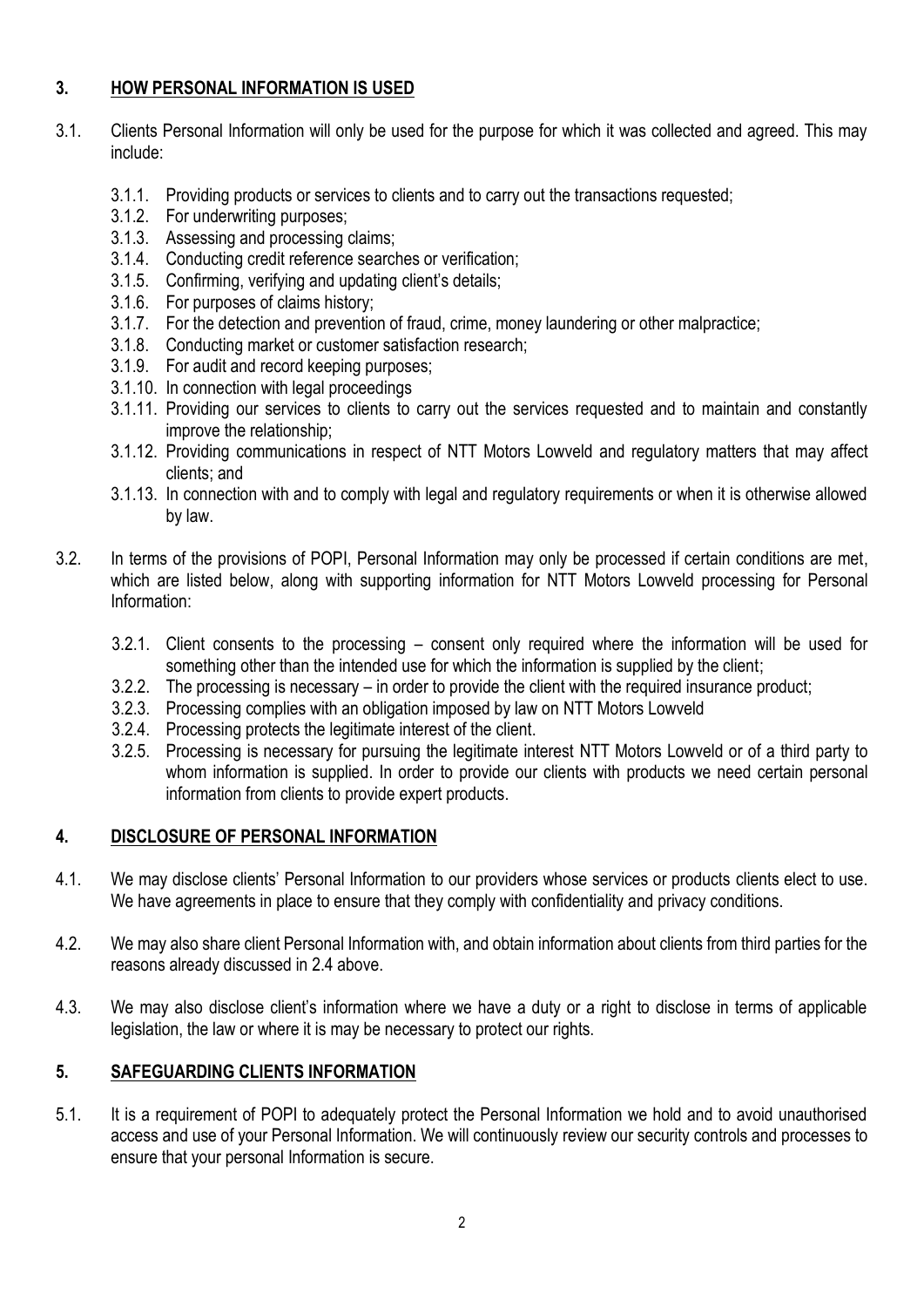## 3. HOW PERSONAL INFORMATION IS USED

3.1. Clients Personal Information will only be used for the purpose for which it was collected and agreed. This may include:

- 3.1.1. Providing products or services to clients and to carry out the transactions requested;
- 3.1.2. For underwriting purposes;
- 3.1.3. Assessing and processing claims;
- 3.1.4. Conducting credit reference searches or verification;
- 3.1.5. Confirming, verifying and updating client's details;
- 3.1.6. For purposes of claims history;
- 3.1.7. For the detection and prevention of fraud, crime, money laundering or other malpractice;
- 3.1.8. Conducting market or customer satisfaction research;
- 3.1.9. For audit and record keeping purposes;
- 3.1.10. In connection with legal proceedings
- 3.1.11. Providing our services to clients to carry out the services requested and to maintain and constantly improve the relationship;
- 3.1.12. Providing communications in respect of NTT Motors Lowveld and regulatory matters that may affect clients; and
- 3.1.13. In connection with and to comply with legal and regulatory requirements or when it is otherwise allowed by law.

3.2. In terms of the provisions of POPI, Personal Information may only be processed if certain conditions are met, which are listed below, along with supporting information for NTT Motors Lowveld processing for Personal Information:

- 3.2.1. Client consents to the processing – consent only required where the information will be used for something other than the intended use for which the information is supplied by the client;
- 3.2.2. The processing is necessary – in order to provide the client with the required insurance product;
- 3.2.3. Processing complies with an obligation imposed by law on NTT Motors Lowveld
- 3.2.4. Processing protects the legitimate interest of the client.
- 3.2.5. Processing is necessary for pursuing the legitimate interest NTT Motors Lowveld or of a third party to whom information is supplied. In order to provide our clients with products we need certain personal information from clients to provide expert products.

## 4. DISCLOSURE OF PERSONAL INFORMATION

4.1. We may disclose clients' Personal Information to our providers whose services or products clients elect to use. We have agreements in place to ensure that they comply with confidentiality and privacy conditions.

4.2. We may also share client Personal Information with, and obtain information about clients from third parties for the reasons already discussed in 2.4 above.

4.3. We may also disclose client's information where we have a duty or a right to disclose in terms of applicable legislation, the law or where it is may be necessary to protect our rights.

## 5. SAFEGUARDING CLIENTS INFORMATION

5.1. It is a requirement of POPI to adequately protect the Personal Information we hold and to avoid unauthorised access and use of your Personal Information. We will continuously review our security controls and processes to ensure that your personal Information is secure.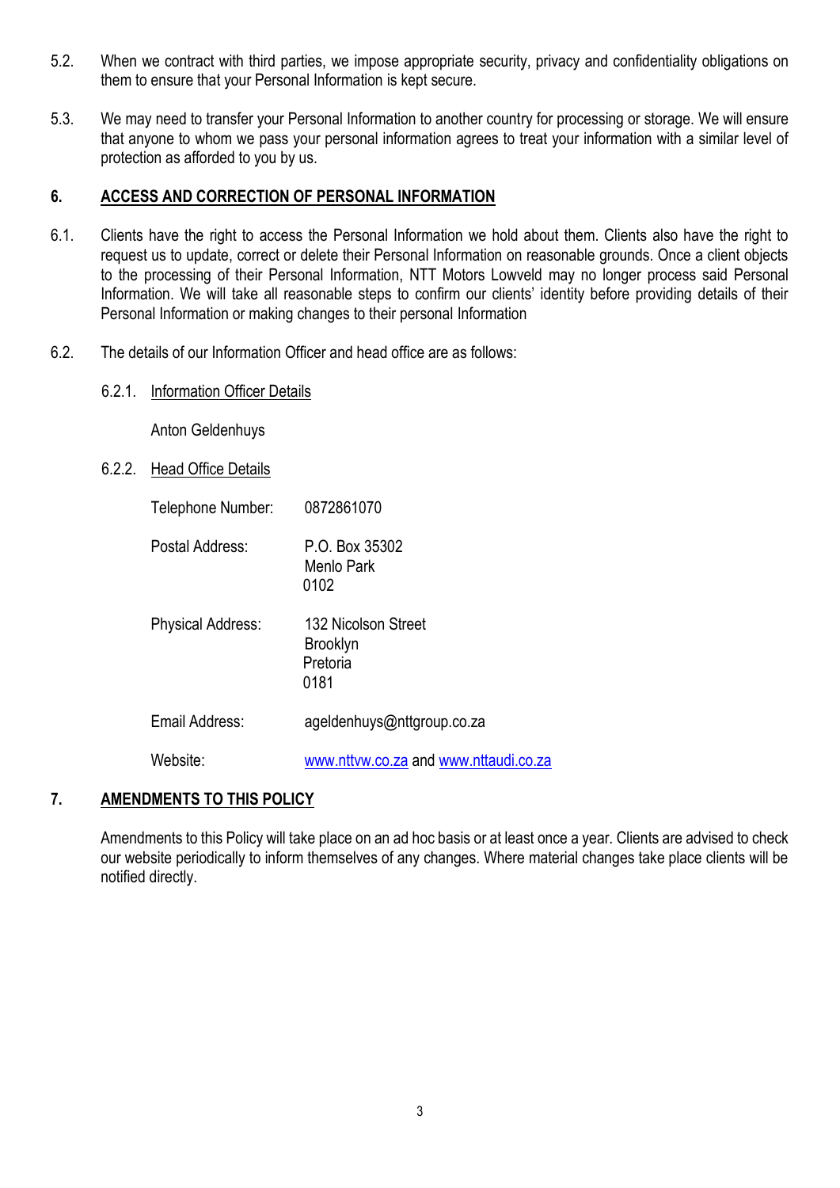5.2. When we contract with third parties, we impose appropriate security, privacy and confidentiality obligations on them to ensure that your Personal Information is kept secure.

5.3. We may need to transfer your Personal Information to another country for processing or storage. We will ensure that anyone to whom we pass your personal information agrees to treat your information with a similar level of protection as afforded to you by us.

## 6. ACCESS AND CORRECTION OF PERSONAL INFORMATION

6.1. Clients have the right to access the Personal Information we hold about them. Clients also have the right to request us to update, correct or delete their Personal Information on reasonable grounds. Once a client objects to the processing of their Personal Information, NTT Motors Lowveld may no longer process said Personal Information. We will take all reasonable steps to confirm our clients' identity before providing details of their Personal Information or making changes to their personal Information

6.2. The details of our Information Officer and head office are as follows:

6.2.1. Information Officer Details

Anton Geldenhuys

6.2.2. Head Office Details

| | |
|---|---|
| Telephone Number: | 0872861070 |
| Postal Address: | P.O. Box 35302<br>Menlo Park<br>0102 |
| Physical Address: | 132 Nicolson Street<br>Brooklyn<br>Pretoria<br>0181 |
| Email Address: | ageldenhuys@nttgroup.co.za |
| Website: | www.nttvw.co.za and www.nttaudi.co.za |

## 7. AMENDMENTS TO THIS POLICY

Amendments to this Policy will take place on an ad hoc basis or at least once a year. Clients are advised to check our website periodically to inform themselves of any changes. Where material changes take place clients will be notified directly.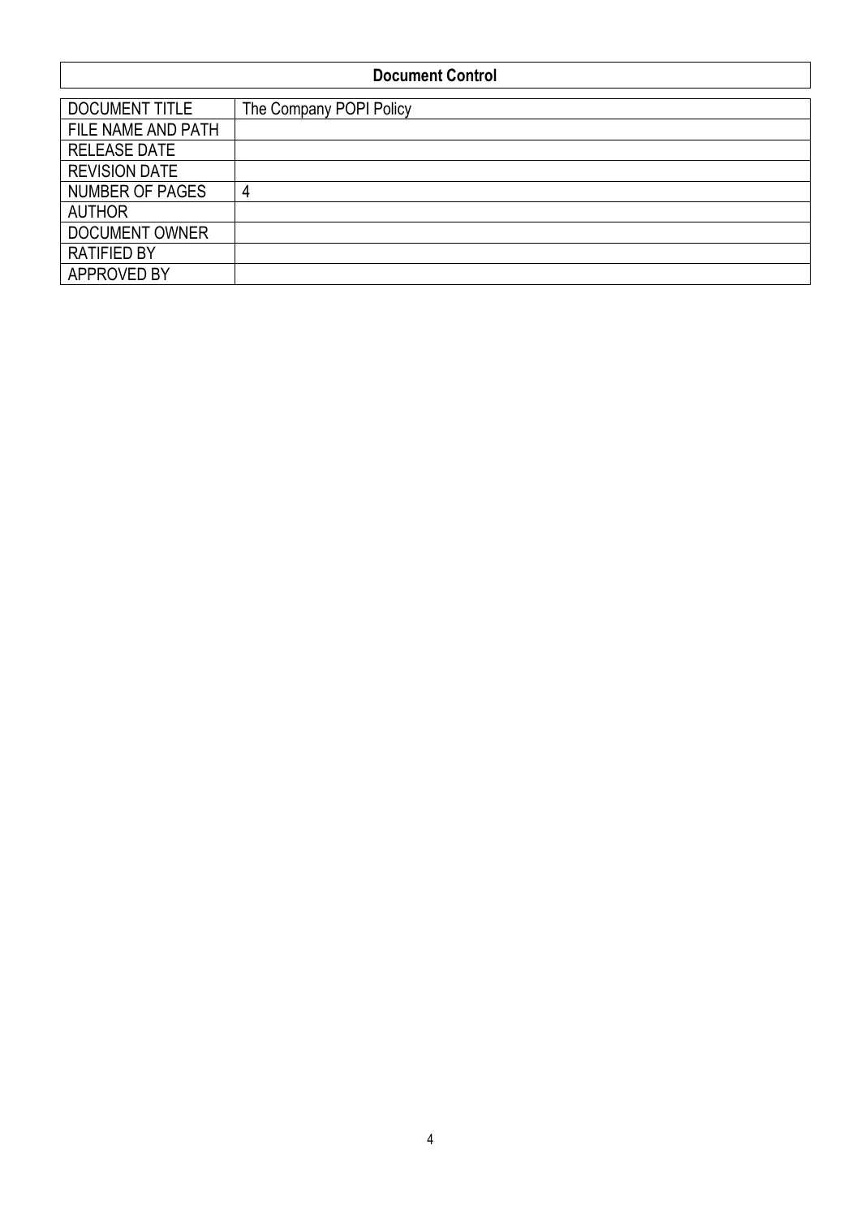| Document Control | |
|---|---|
| DOCUMENT TITLE | The Company POPI Policy |
| FILE NAME AND PATH | |
| RELEASE DATE | |
| REVISION DATE | |
| NUMBER OF PAGES | 4 |
| AUTHOR | |
| DOCUMENT OWNER | |
| RATIFIED BY | |
| APPROVED BY | |